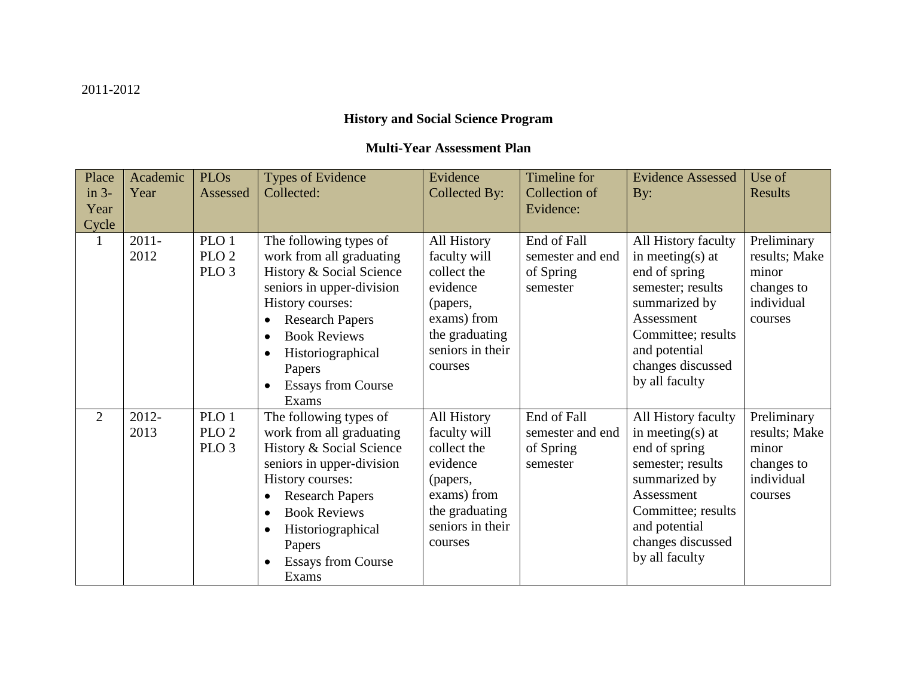2011-2012

## History and Social Science Program

## Multi-Year Assessment Plan

| Place in 3-Year Cycle | Academic Year | PLOs Assessed | Types of Evidence Collected: | Evidence Collected By: | Timeline for Collection of Evidence: | Evidence Assessed By: | Use of Results |
|---|---|---|---|---|---|---|---|
| 1 | 2011-2012 | PLO 1<br>PLO 2<br>PLO 3 | The following types of work from all graduating History & Social Science seniors in upper-division History courses:<br>• Research Papers<br>• Book Reviews<br>• Historiographical Papers<br>• Essays from Course Exams | All History faculty will collect the evidence (papers, exams) from the graduating seniors in their courses | End of Fall semester and end of Spring semester | All History faculty in meeting(s) at end of spring semester; results summarized by Assessment Committee; results and potential changes discussed by all faculty | Preliminary results; Make minor changes to individual courses |
| 2 | 2012-2013 | PLO 1<br>PLO 2<br>PLO 3 | The following types of work from all graduating History & Social Science seniors in upper-division History courses:<br>• Research Papers<br>• Book Reviews<br>• Historiographical Papers<br>• Essays from Course Exams | All History faculty will collect the evidence (papers, exams) from the graduating seniors in their courses | End of Fall semester and end of Spring semester | All History faculty in meeting(s) at end of spring semester; results summarized by Assessment Committee; results and potential changes discussed by all faculty | Preliminary results; Make minor changes to individual courses |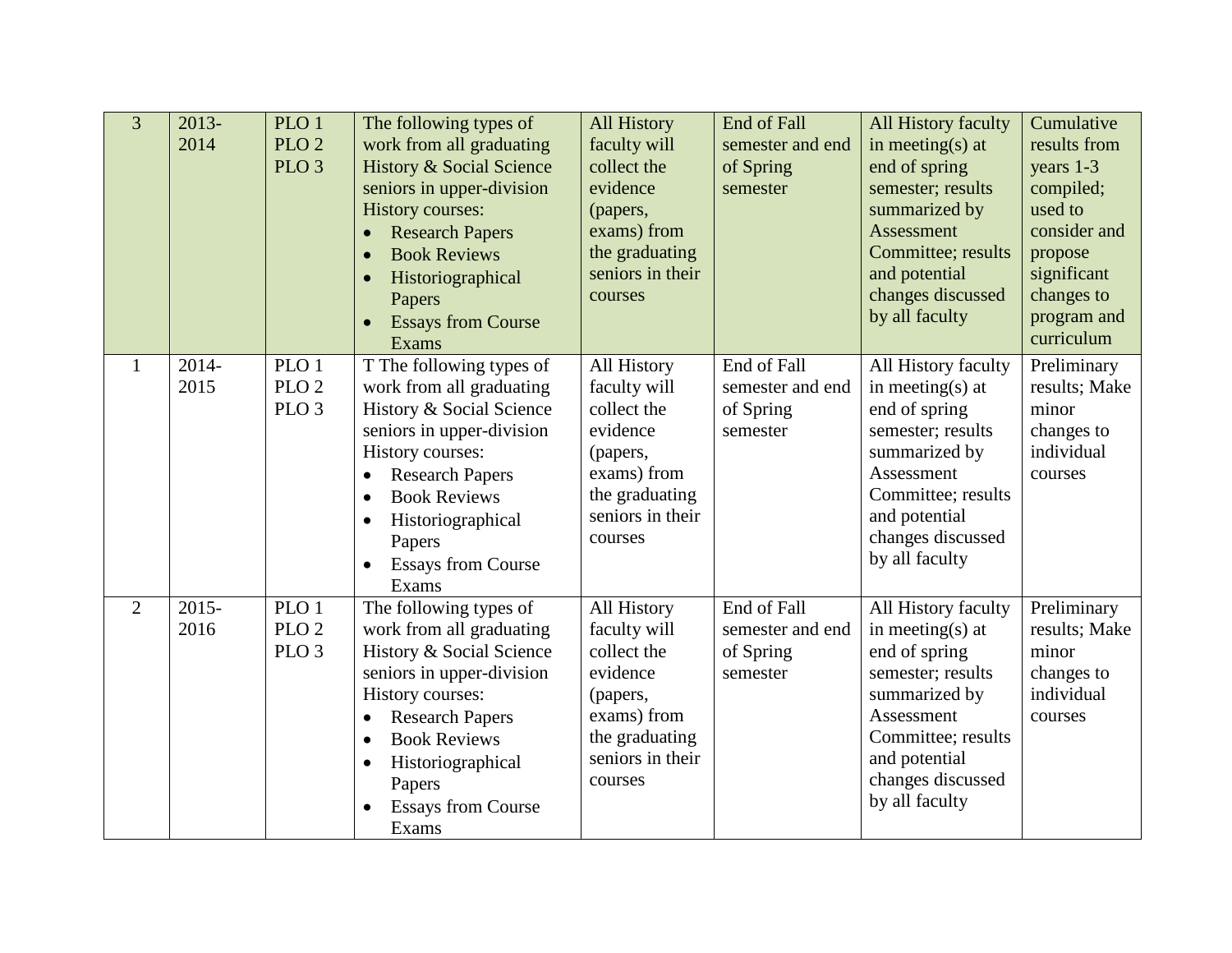| 3 | 2013-2014 | PLO 1<br>PLO 2<br>PLO 3 | The following types of work from all graduating History & Social Science seniors in upper-division History courses:<br>• Research Papers<br>• Book Reviews<br>• Historiographical Papers<br>• Essays from Course Exams | All History faculty will collect the evidence (papers, exams) from the graduating seniors in their courses | End of Fall semester and end of Spring semester | All History faculty in meeting(s) at end of spring semester; results summarized by Assessment Committee; results and potential changes discussed by all faculty | Cumulative results from years 1-3 compiled; used to consider and propose significant changes to program and curriculum |
|---|---|---|---|---|---|---|---|
| 1 | 2014-2015 | PLO 1<br>PLO 2<br>PLO 3 | T The following types of work from all graduating History & Social Science seniors in upper-division History courses:<br>• Research Papers<br>• Book Reviews<br>• Historiographical Papers<br>• Essays from Course Exams | All History faculty will collect the evidence (papers, exams) from the graduating seniors in their courses | End of Fall semester and end of Spring semester | All History faculty in meeting(s) at end of spring semester; results summarized by Assessment Committee; results and potential changes discussed by all faculty | Preliminary results; Make minor changes to individual courses |
| 2 | 2015-2016 | PLO 1<br>PLO 2<br>PLO 3 | The following types of work from all graduating History & Social Science seniors in upper-division History courses:<br>• Research Papers<br>• Book Reviews<br>• Historiographical Papers<br>• Essays from Course Exams | All History faculty will collect the evidence (papers, exams) from the graduating seniors in their courses | End of Fall semester and end of Spring semester | All History faculty in meeting(s) at end of spring semester; results summarized by Assessment Committee; results and potential changes discussed by all faculty | Preliminary results; Make minor changes to individual courses |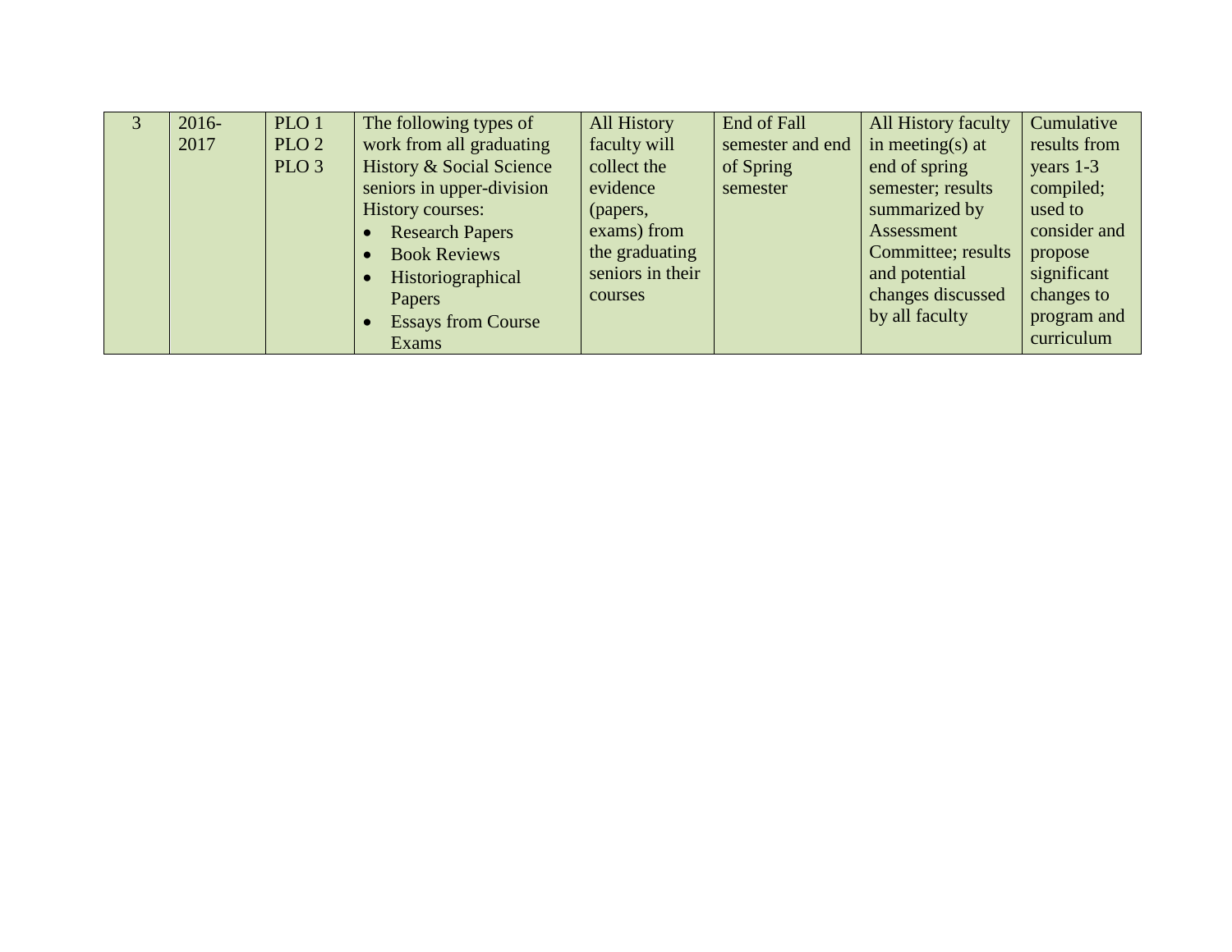| | | | | | | | |
|---|---|---|---|---|---|---|---|
| 3 | 2016-2017 | PLO 1<br>PLO 2<br>PLO 3 | The following types of work from all graduating History & Social Science seniors in upper-division History courses:<br>• Research Papers<br>• Book Reviews<br>• Historiographical Papers<br>• Essays from Course Exams | All History faculty will collect the evidence (papers, exams) from the graduating seniors in their courses | End of Fall semester and end of Spring semester | All History faculty in meeting(s) at end of spring semester; results summarized by Assessment Committee; results and potential changes discussed by all faculty | Cumulative results from years 1-3 compiled; used to consider and propose significant changes to program and curriculum |